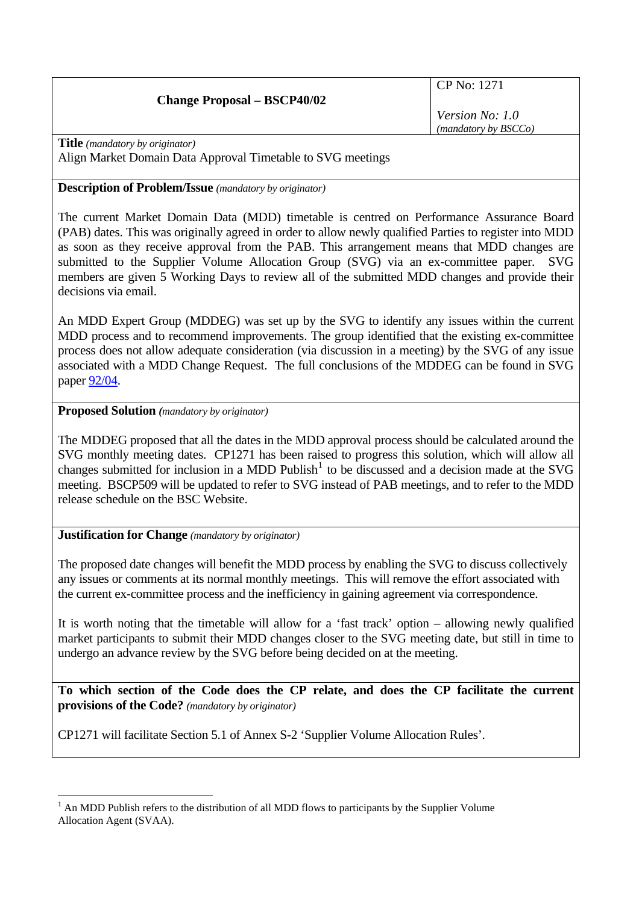| Change Proposal – BSCP40/02 | CP No: 1271<br><br>*Version No: 1.0*<br>*(mandatory by BSCCo)* |
|---|---|

**Title** *(mandatory by originator)*

Align Market Domain Data Approval Timetable to SVG meetings

**Description of Problem/Issue** *(mandatory by originator)*

The current Market Domain Data (MDD) timetable is centred on Performance Assurance Board (PAB) dates. This was originally agreed in order to allow newly qualified Parties to register into MDD as soon as they receive approval from the PAB. This arrangement means that MDD changes are submitted to the Supplier Volume Allocation Group (SVG) via an ex-committee paper. SVG members are given 5 Working Days to review all of the submitted MDD changes and provide their decisions via email.

An MDD Expert Group (MDDEG) was set up by the SVG to identify any issues within the current MDD process and to recommend improvements. The group identified that the existing ex-committee process does not allow adequate consideration (via discussion in a meeting) by the SVG of any issue associated with a MDD Change Request. The full conclusions of the MDDEG can be found in SVG paper 92/04.

**Proposed Solution** *(mandatory by originator)*

The MDDEG proposed that all the dates in the MDD approval process should be calculated around the SVG monthly meeting dates. CP1271 has been raised to progress this solution, which will allow all changes submitted for inclusion in a MDD Publish[1] to be discussed and a decision made at the SVG meeting. BSCP509 will be updated to refer to SVG instead of PAB meetings, and to refer to the MDD release schedule on the BSC Website.

**Justification for Change** *(mandatory by originator)*

The proposed date changes will benefit the MDD process by enabling the SVG to discuss collectively any issues or comments at its normal monthly meetings. This will remove the effort associated with the current ex-committee process and the inefficiency in gaining agreement via correspondence.

It is worth noting that the timetable will allow for a 'fast track' option – allowing newly qualified market participants to submit their MDD changes closer to the SVG meeting date, but still in time to undergo an advance review by the SVG before being decided on at the meeting.

**To which section of the Code does the CP relate, and does the CP facilitate the current provisions of the Code?** *(mandatory by originator)*

CP1271 will facilitate Section 5.1 of Annex S-2 'Supplier Volume Allocation Rules'.

---

[1] An MDD Publish refers to the distribution of all MDD flows to participants by the Supplier Volume Allocation Agent (SVAA).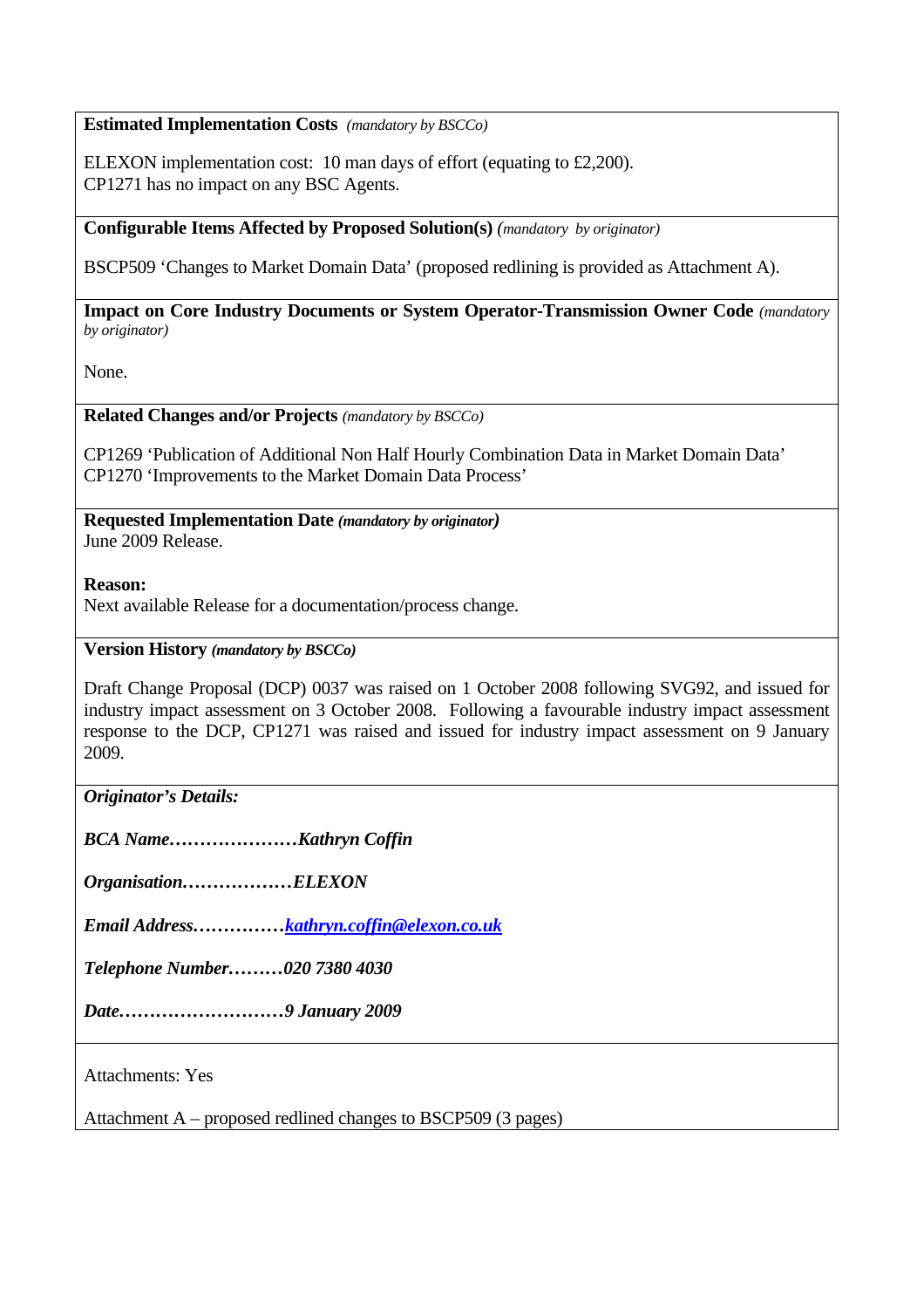**Estimated Implementation Costs** *(mandatory by BSCCo)*

ELEXON implementation cost: 10 man days of effort (equating to £2,200).
CP1271 has no impact on any BSC Agents.

**Configurable Items Affected by Proposed Solution(s)** *(mandatory by originator)*

BSCP509 'Changes to Market Domain Data' (proposed redlining is provided as Attachment A).

**Impact on Core Industry Documents or System Operator-Transmission Owner Code** *(mandatory by originator)*

None.

**Related Changes and/or Projects** *(mandatory by BSCCo)*

CP1269 'Publication of Additional Non Half Hourly Combination Data in Market Domain Data'
CP1270 'Improvements to the Market Domain Data Process'

**Requested Implementation Date** ***(mandatory by originator)***
June 2009 Release.

**Reason:**
Next available Release for a documentation/process change.

**Version History** ***(mandatory by BSCCo)***

Draft Change Proposal (DCP) 0037 was raised on 1 October 2008 following SVG92, and issued for industry impact assessment on 3 October 2008. Following a favourable industry impact assessment response to the DCP, CP1271 was raised and issued for industry impact assessment on 9 January 2009.

***Originator's Details:***

***BCA Name…………………Kathryn Coffin***

***Organisation………………ELEXON***

***Email Address……………[kathryn.coffin@elexon.co.uk](mailto:kathryn.coffin@elexon.co.uk)***

***Telephone Number………020 7380 4030***

***Date………………………9 January 2009***

Attachments: Yes

Attachment A – proposed redlined changes to BSCP509 (3 pages)